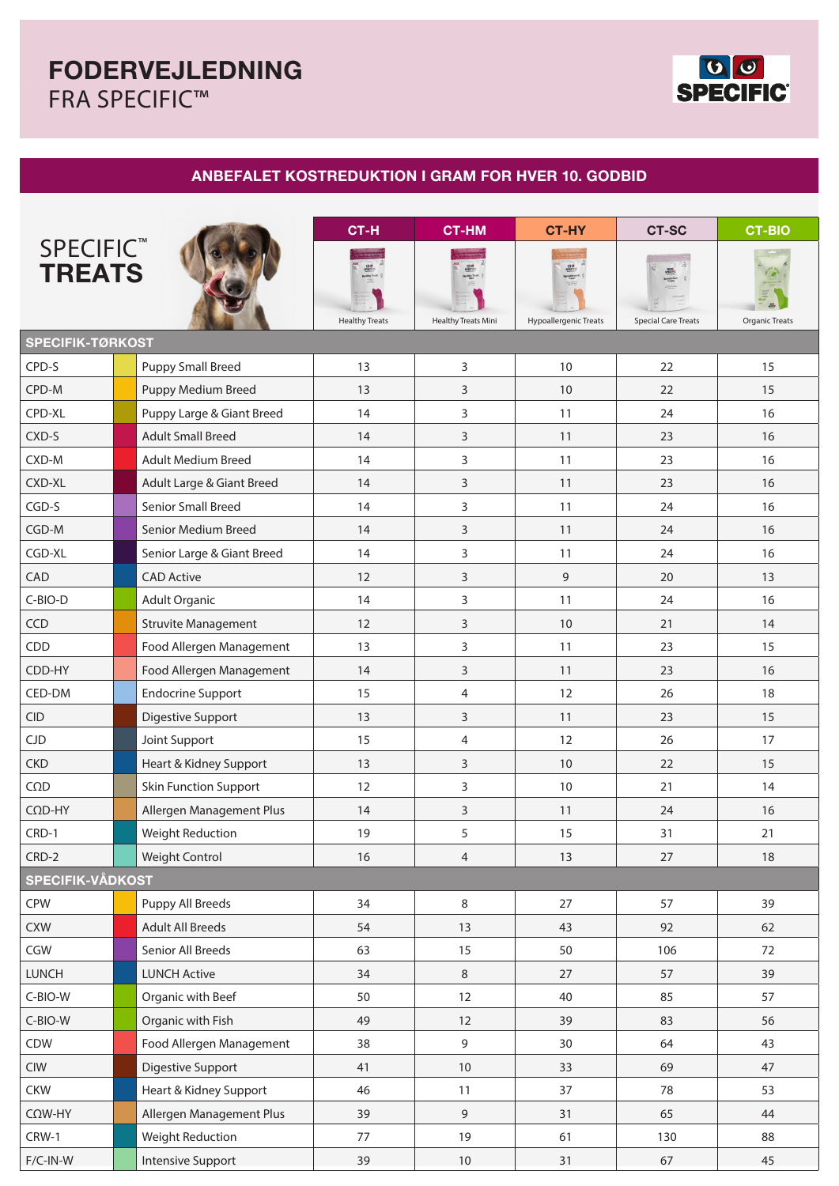# FODERVEJLEDNING
FRA SPECIFIC™

SPECIFIC

## ANBEFALET KOSTREDUKTION I GRAM FOR HVER 10. GODBID

| SPECIFIC™ TREATS | | CT-H Healthy Treats | CT-HM Healthy Treats Mini | CT-HY Hypoallergenic Treats | CT-SC Special Care Treats | CT-BIO Organic Treats |
|---|---|---|---|---|---|---|
| **SPECIFIK-TØRKOST** | | | | | | |
| CPD-S | Puppy Small Breed | 13 | 3 | 10 | 22 | 15 |
| CPD-M | Puppy Medium Breed | 13 | 3 | 10 | 22 | 15 |
| CPD-XL | Puppy Large & Giant Breed | 14 | 3 | 11 | 24 | 16 |
| CXD-S | Adult Small Breed | 14 | 3 | 11 | 23 | 16 |
| CXD-M | Adult Medium Breed | 14 | 3 | 11 | 23 | 16 |
| CXD-XL | Adult Large & Giant Breed | 14 | 3 | 11 | 23 | 16 |
| CGD-S | Senior Small Breed | 14 | 3 | 11 | 24 | 16 |
| CGD-M | Senior Medium Breed | 14 | 3 | 11 | 24 | 16 |
| CGD-XL | Senior Large & Giant Breed | 14 | 3 | 11 | 24 | 16 |
| CAD | CAD Active | 12 | 3 | 9 | 20 | 13 |
| C-BIO-D | Adult Organic | 14 | 3 | 11 | 24 | 16 |
| CCD | Struvite Management | 12 | 3 | 10 | 21 | 14 |
| CDD | Food Allergen Management | 13 | 3 | 11 | 23 | 15 |
| CDD-HY | Food Allergen Management | 14 | 3 | 11 | 23 | 16 |
| CED-DM | Endocrine Support | 15 | 4 | 12 | 26 | 18 |
| CID | Digestive Support | 13 | 3 | 11 | 23 | 15 |
| CJD | Joint Support | 15 | 4 | 12 | 26 | 17 |
| CKD | Heart & Kidney Support | 13 | 3 | 10 | 22 | 15 |
| CΩD | Skin Function Support | 12 | 3 | 10 | 21 | 14 |
| CΩD-HY | Allergen Management Plus | 14 | 3 | 11 | 24 | 16 |
| CRD-1 | Weight Reduction | 19 | 5 | 15 | 31 | 21 |
| CRD-2 | Weight Control | 16 | 4 | 13 | 27 | 18 |
| **SPECIFIK-VÅDKOST** | | | | | | |
| CPW | Puppy All Breeds | 34 | 8 | 27 | 57 | 39 |
| CXW | Adult All Breeds | 54 | 13 | 43 | 92 | 62 |
| CGW | Senior All Breeds | 63 | 15 | 50 | 106 | 72 |
| LUNCH | LUNCH Active | 34 | 8 | 27 | 57 | 39 |
| C-BIO-W | Organic with Beef | 50 | 12 | 40 | 85 | 57 |
| C-BIO-W | Organic with Fish | 49 | 12 | 39 | 83 | 56 |
| CDW | Food Allergen Management | 38 | 9 | 30 | 64 | 43 |
| CIW | Digestive Support | 41 | 10 | 33 | 69 | 47 |
| CKW | Heart & Kidney Support | 46 | 11 | 37 | 78 | 53 |
| CΩW-HY | Allergen Management Plus | 39 | 9 | 31 | 65 | 44 |
| CRW-1 | Weight Reduction | 77 | 19 | 61 | 130 | 88 |
| F/C-IN-W | Intensive Support | 39 | 10 | 31 | 67 | 45 |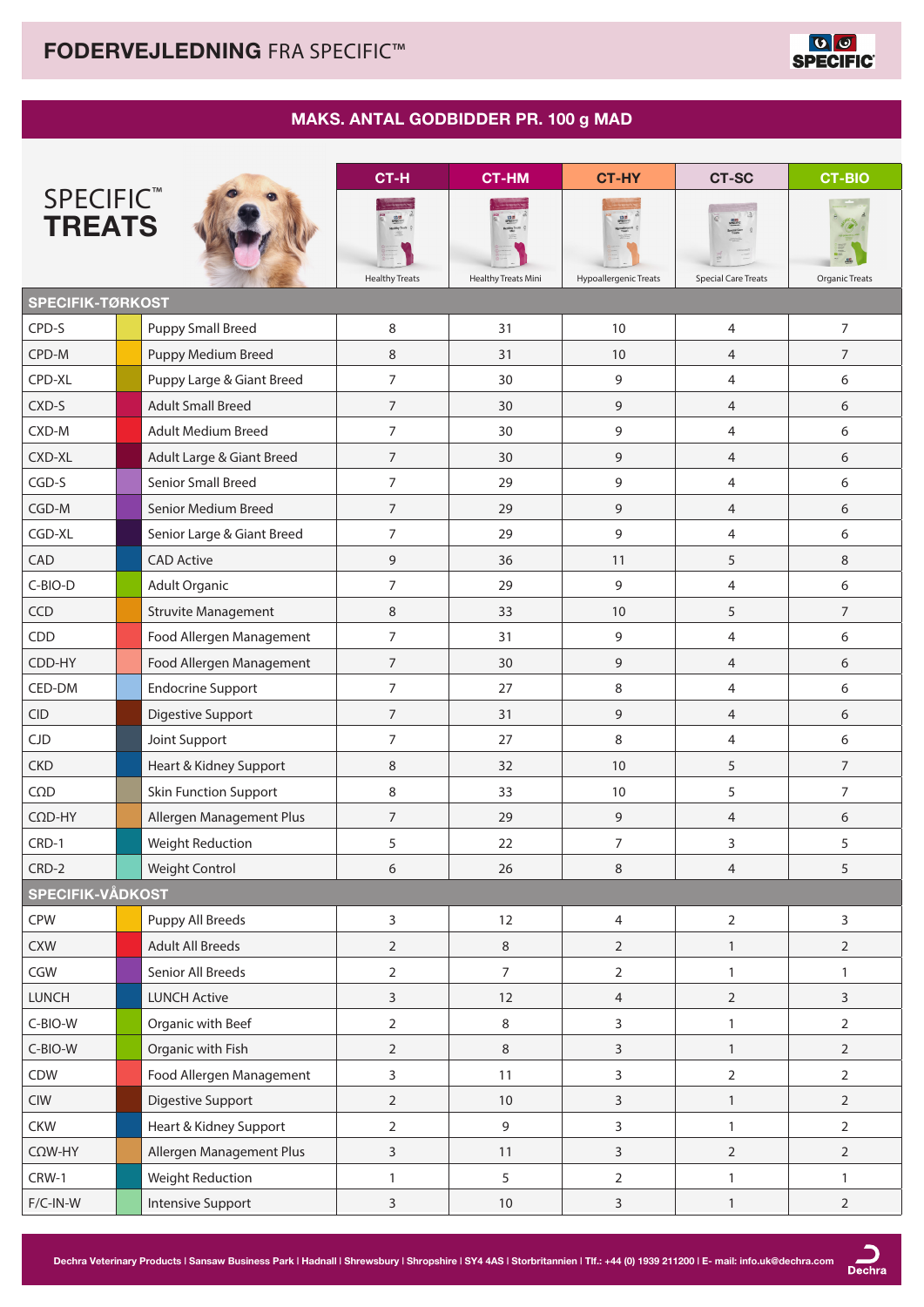# FODERVEJLEDNING FRA SPECIFIC™

## MAKS. ANTAL GODBIDDER PR. 100 g MAD

**SPECIFIC™ TREATS**

| | | CT-H Healthy Treats | CT-HM Healthy Treats Mini | CT-HY Hypoallergenic Treats | CT-SC Special Care Treats | CT-BIO Organic Treats |
|---|---|---|---|---|---|---|
| **SPECIFIK-TØRKOST** | | | | | | |
| CPD-S | Puppy Small Breed | 8 | 31 | 10 | 4 | 7 |
| CPD-M | Puppy Medium Breed | 8 | 31 | 10 | 4 | 7 |
| CPD-XL | Puppy Large & Giant Breed | 7 | 30 | 9 | 4 | 6 |
| CXD-S | Adult Small Breed | 7 | 30 | 9 | 4 | 6 |
| CXD-M | Adult Medium Breed | 7 | 30 | 9 | 4 | 6 |
| CXD-XL | Adult Large & Giant Breed | 7 | 30 | 9 | 4 | 6 |
| CGD-S | Senior Small Breed | 7 | 29 | 9 | 4 | 6 |
| CGD-M | Senior Medium Breed | 7 | 29 | 9 | 4 | 6 |
| CGD-XL | Senior Large & Giant Breed | 7 | 29 | 9 | 4 | 6 |
| CAD | CAD Active | 9 | 36 | 11 | 5 | 8 |
| C-BIO-D | Adult Organic | 7 | 29 | 9 | 4 | 6 |
| CCD | Struvite Management | 8 | 33 | 10 | 5 | 7 |
| CDD | Food Allergen Management | 7 | 31 | 9 | 4 | 6 |
| CDD-HY | Food Allergen Management | 7 | 30 | 9 | 4 | 6 |
| CED-DM | Endocrine Support | 7 | 27 | 8 | 4 | 6 |
| CID | Digestive Support | 7 | 31 | 9 | 4 | 6 |
| CJD | Joint Support | 7 | 27 | 8 | 4 | 6 |
| CKD | Heart & Kidney Support | 8 | 32 | 10 | 5 | 7 |
| CΩD | Skin Function Support | 8 | 33 | 10 | 5 | 7 |
| CΩD-HY | Allergen Management Plus | 7 | 29 | 9 | 4 | 6 |
| CRD-1 | Weight Reduction | 5 | 22 | 7 | 3 | 5 |
| CRD-2 | Weight Control | 6 | 26 | 8 | 4 | 5 |
| **SPECIFIK-VÅDKOST** | | | | | | |
| CPW | Puppy All Breeds | 3 | 12 | 4 | 2 | 3 |
| CXW | Adult All Breeds | 2 | 8 | 2 | 1 | 2 |
| CGW | Senior All Breeds | 2 | 7 | 2 | 1 | 1 |
| LUNCH | LUNCH Active | 3 | 12 | 4 | 2 | 3 |
| C-BIO-W | Organic with Beef | 2 | 8 | 3 | 1 | 2 |
| C-BIO-W | Organic with Fish | 2 | 8 | 3 | 1 | 2 |
| CDW | Food Allergen Management | 3 | 11 | 3 | 2 | 2 |
| CIW | Digestive Support | 2 | 10 | 3 | 1 | 2 |
| CKW | Heart & Kidney Support | 2 | 9 | 3 | 1 | 2 |
| CΩW-HY | Allergen Management Plus | 3 | 11 | 3 | 2 | 2 |
| CRW-1 | Weight Reduction | 1 | 5 | 2 | 1 | 1 |
| F/C-IN-W | Intensive Support | 3 | 10 | 3 | 1 | 2 |

Dechra Veterinary Products | Sansaw Business Park | Hadnall | Shrewsbury | Shropshire | SY4 4AS | Storbritannien | Tlf.: +44 (0) 1939 211200 | E- mail: info.uk@dechra.com